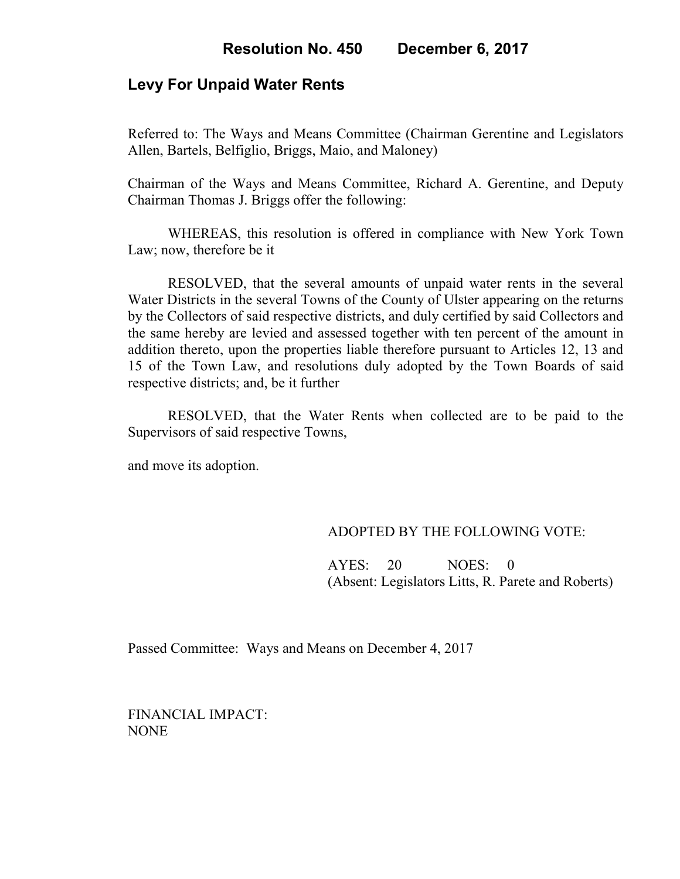# Resolution No. 450 December 6, 2017

## Levy For Unpaid Water Rents

Referred to: The Ways and Means Committee (Chairman Gerentine and Legislators Allen, Bartels, Belfiglio, Briggs, Maio, and Maloney)

Chairman of the Ways and Means Committee, Richard A. Gerentine, and Deputy Chairman Thomas J. Briggs offer the following:

WHEREAS, this resolution is offered in compliance with New York Town Law; now, therefore be it

RESOLVED, that the several amounts of unpaid water rents in the several Water Districts in the several Towns of the County of Ulster appearing on the returns by the Collectors of said respective districts, and duly certified by said Collectors and the same hereby are levied and assessed together with ten percent of the amount in addition thereto, upon the properties liable therefore pursuant to Articles 12, 13 and 15 of the Town Law, and resolutions duly adopted by the Town Boards of said respective districts; and, be it further

RESOLVED, that the Water Rents when collected are to be paid to the Supervisors of said respective Towns,

and move its adoption.

ADOPTED BY THE FOLLOWING VOTE:

AYES: 20 NOES: 0
(Absent: Legislators Litts, R. Parete and Roberts)

Passed Committee: Ways and Means on December 4, 2017

FINANCIAL IMPACT:
NONE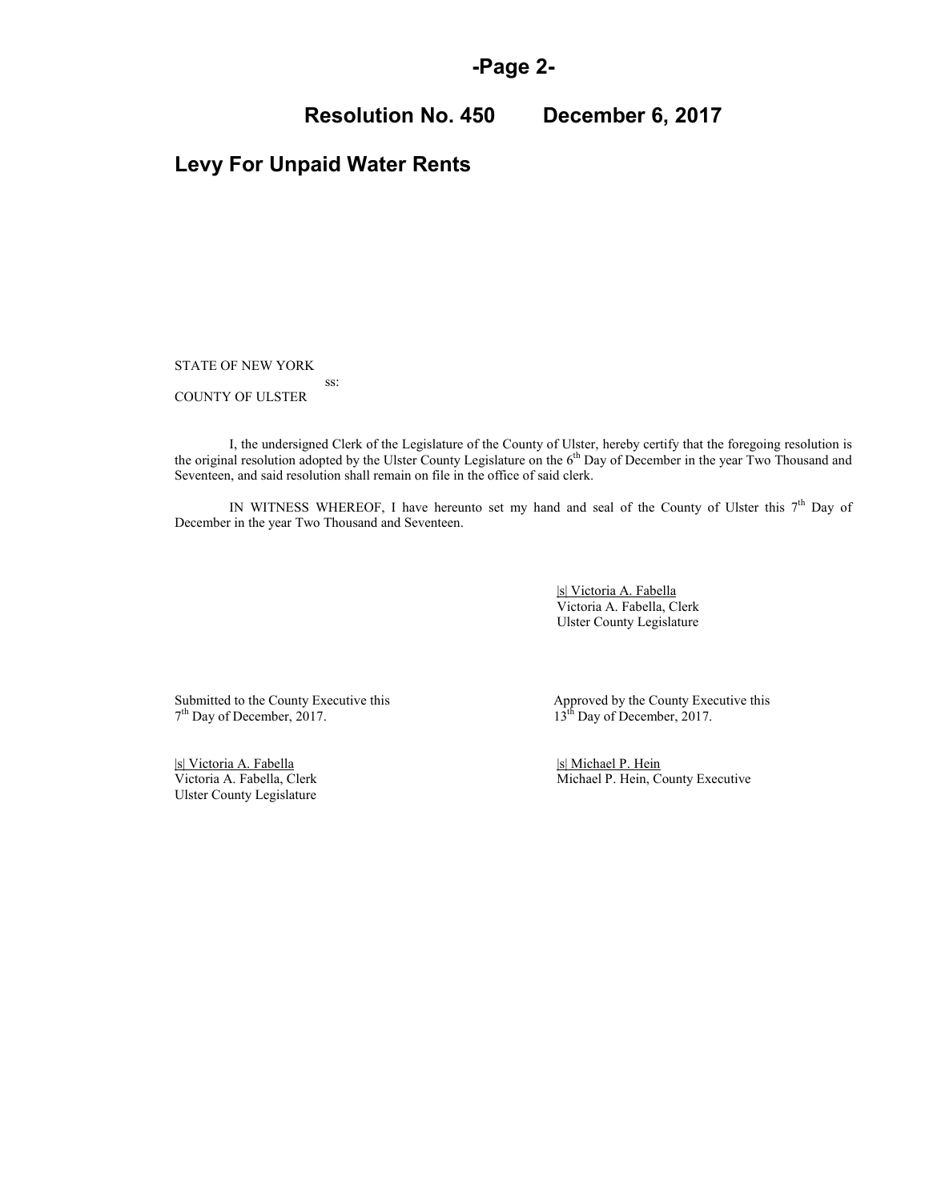# Resolution No. 450 December 6, 2017

## Levy For Unpaid Water Rents

STATE OF NEW YORK
ss:
COUNTY OF ULSTER

I, the undersigned Clerk of the Legislature of the County of Ulster, hereby certify that the foregoing resolution is the original resolution adopted by the Ulster County Legislature on the 6th Day of December in the year Two Thousand and Seventeen, and said resolution shall remain on file in the office of said clerk.

IN WITNESS WHEREOF, I have hereunto set my hand and seal of the County of Ulster this 7th Day of December in the year Two Thousand and Seventeen.

|s| Victoria A. Fabella
Victoria A. Fabella, Clerk
Ulster County Legislature

Submitted to the County Executive this 7th Day of December, 2017.

|s| Victoria A. Fabella
Victoria A. Fabella, Clerk
Ulster County Legislature

Approved by the County Executive this 13th Day of December, 2017.

|s| Michael P. Hein
Michael P. Hein, County Executive